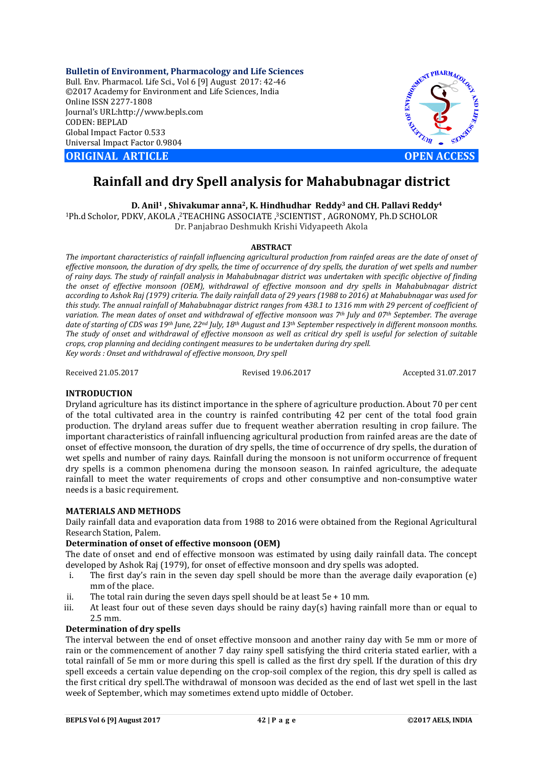# Rainfall and dry Spell analysis for Mahabubnagar district

**D. Anil[1] , Shivakumar anna[2], K. Hindhudhar Reddy[3] and CH. Pallavi Reddy[4]**

[1]Ph.d Scholor, PDKV, AKOLA ,[2]TEACHING ASSOCIATE ,[3]SCIENTIST , AGRONOMY, Ph.D SCHOLOR
Dr. Panjabrao Deshmukh Krishi Vidyapeeth Akola

## ABSTRACT

*The important characteristics of rainfall influencing agricultural production from rainfed areas are the date of onset of effective monsoon, the duration of dry spells, the time of occurrence of dry spells, the duration of wet spells and number of rainy days. The study of rainfall analysis in Mahabubnagar district was undertaken with specific objective of finding the onset of effective monsoon (OEM), withdrawal of effective monsoon and dry spells in Mahabubnagar district according to Ashok Raj (1979) criteria. The daily rainfall data of 29 years (1988 to 2016) at Mahabubnagar was used for this study. The annual rainfall of Mahabubnagar district ranges from 438.1 to 1316 mm with 29 percent of coefficient of variation. The mean dates of onset and withdrawal of effective monsoon was 7th July and 07th September. The average date of starting of CDS was 19th June, 22nd July, 18th August and 13th September respectively in different monsoon months. The study of onset and withdrawal of effective monsoon as well as critical dry spell is useful for selection of suitable crops, crop planning and deciding contingent measures to be undertaken during dry spell.*

*Key words : Onset and withdrawal of effective monsoon, Dry spell*

Received 21.05.2017 Revised 19.06.2017 Accepted 31.07.2017

## INTRODUCTION

Dryland agriculture has its distinct importance in the sphere of agriculture production. About 70 per cent of the total cultivated area in the country is rainfed contributing 42 per cent of the total food grain production. The dryland areas suffer due to frequent weather aberration resulting in crop failure. The important characteristics of rainfall influencing agricultural production from rainfed areas are the date of onset of effective monsoon, the duration of dry spells, the time of occurrence of dry spells, the duration of wet spells and number of rainy days. Rainfall during the monsoon is not uniform occurrence of frequent dry spells is a common phenomena during the monsoon season. In rainfed agriculture, the adequate rainfall to meet the water requirements of crops and other consumptive and non-consumptive water needs is a basic requirement.

## MATERIALS AND METHODS

Daily rainfall data and evaporation data from 1988 to 2016 were obtained from the Regional Agricultural Research Station, Palem.

### Determination of onset of effective monsoon (OEM)

The date of onset and end of effective monsoon was estimated by using daily rainfall data. The concept developed by Ashok Raj (1979), for onset of effective monsoon and dry spells was adopted.

i. The first day's rain in the seven day spell should be more than the average daily evaporation (e) mm of the place.
ii. The total rain during the seven days spell should be at least 5e + 10 mm.
iii. At least four out of these seven days should be rainy day(s) having rainfall more than or equal to 2.5 mm.

### Determination of dry spells

The interval between the end of onset effective monsoon and another rainy day with 5e mm or more of rain or the commencement of another 7 day rainy spell satisfying the third criteria stated earlier, with a total rainfall of 5e mm or more during this spell is called as the first dry spell. If the duration of this dry spell exceeds a certain value depending on the crop-soil complex of the region, this dry spell is called as the first critical dry spell.The withdrawal of monsoon was decided as the end of last wet spell in the last week of September, which may sometimes extend upto middle of October.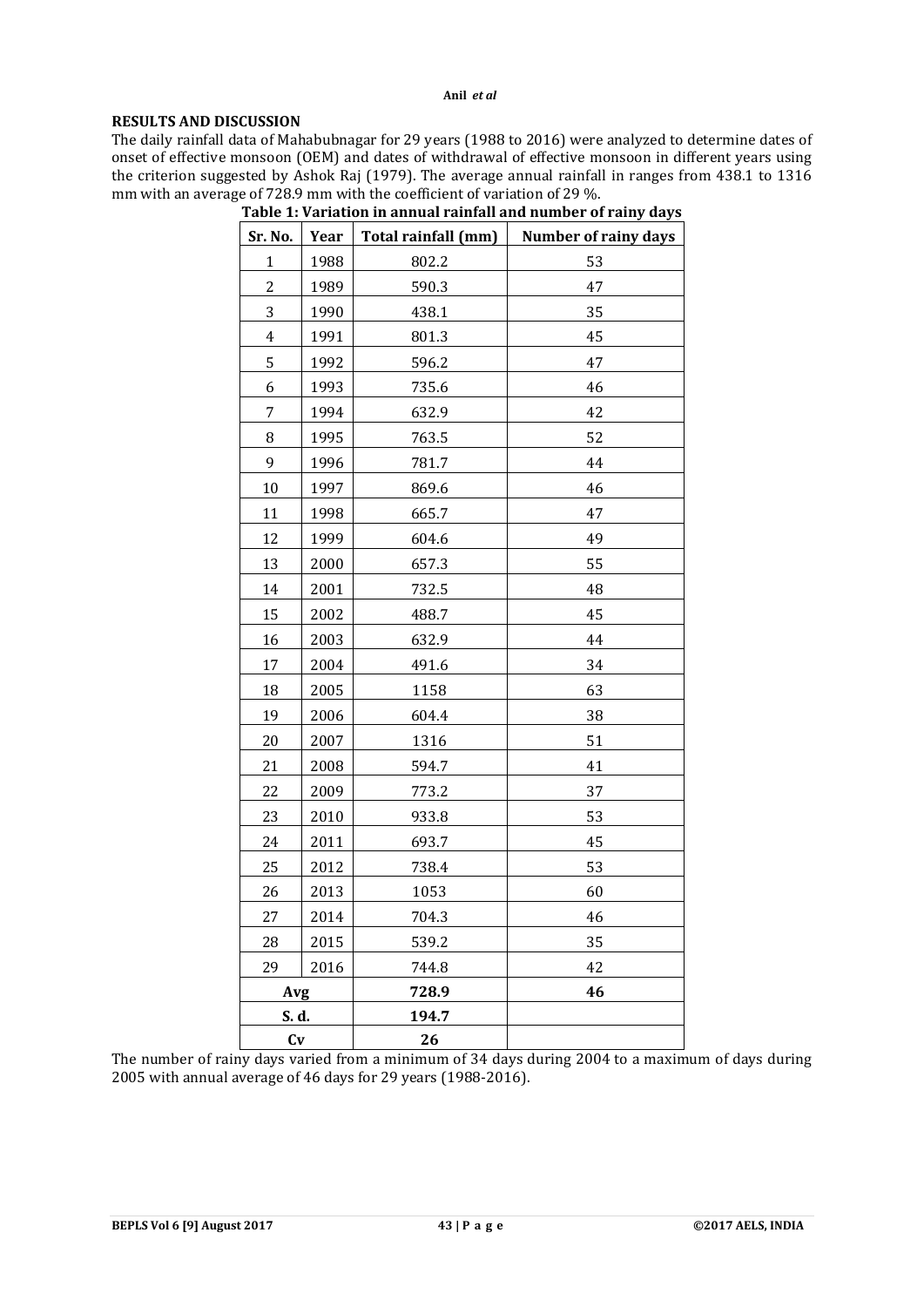## RESULTS AND DISCUSSION

The daily rainfall data of Mahabubnagar for 29 years (1988 to 2016) were analyzed to determine dates of onset of effective monsoon (OEM) and dates of withdrawal of effective monsoon in different years using the criterion suggested by Ashok Raj (1979). The average annual rainfall in ranges from 438.1 to 1316 mm with an average of 728.9 mm with the coefficient of variation of 29 %.

**Table 1: Variation in annual rainfall and number of rainy days**

| Sr. No. | Year | Total rainfall (mm) | Number of rainy days |
|---|---|---|---|
| 1 | 1988 | 802.2 | 53 |
| 2 | 1989 | 590.3 | 47 |
| 3 | 1990 | 438.1 | 35 |
| 4 | 1991 | 801.3 | 45 |
| 5 | 1992 | 596.2 | 47 |
| 6 | 1993 | 735.6 | 46 |
| 7 | 1994 | 632.9 | 42 |
| 8 | 1995 | 763.5 | 52 |
| 9 | 1996 | 781.7 | 44 |
| 10 | 1997 | 869.6 | 46 |
| 11 | 1998 | 665.7 | 47 |
| 12 | 1999 | 604.6 | 49 |
| 13 | 2000 | 657.3 | 55 |
| 14 | 2001 | 732.5 | 48 |
| 15 | 2002 | 488.7 | 45 |
| 16 | 2003 | 632.9 | 44 |
| 17 | 2004 | 491.6 | 34 |
| 18 | 2005 | 1158 | 63 |
| 19 | 2006 | 604.4 | 38 |
| 20 | 2007 | 1316 | 51 |
| 21 | 2008 | 594.7 | 41 |
| 22 | 2009 | 773.2 | 37 |
| 23 | 2010 | 933.8 | 53 |
| 24 | 2011 | 693.7 | 45 |
| 25 | 2012 | 738.4 | 53 |
| 26 | 2013 | 1053 | 60 |
| 27 | 2014 | 704.3 | 46 |
| 28 | 2015 | 539.2 | 35 |
| 29 | 2016 | 744.8 | 42 |
| **Avg** | | **728.9** | **46** |
| **S. d.** | | **194.7** | |
| **Cv** | | **26** | |

The number of rainy days varied from a minimum of 34 days during 2004 to a maximum of days during 2005 with annual average of 46 days for 29 years (1988-2016).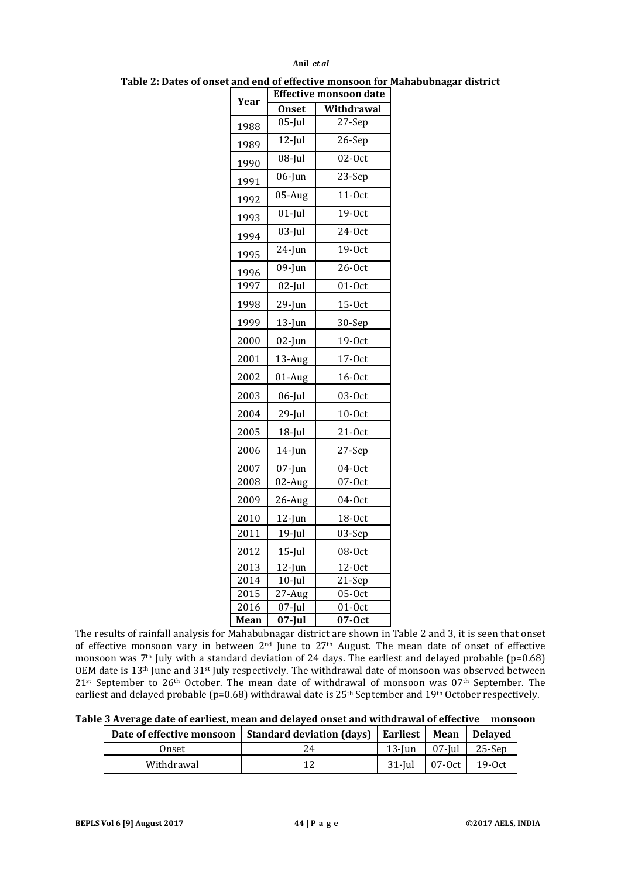**Table 2: Dates of onset and end of effective monsoon for Mahabubnagar district**

| Year | Effective monsoon date | |
|---|---|---|
| | **Onset** | **Withdrawal** |
| 1988 | 05-Jul | 27-Sep |
| 1989 | 12-Jul | 26-Sep |
| 1990 | 08-Jul | 02-Oct |
| 1991 | 06-Jun | 23-Sep |
| 1992 | 05-Aug | 11-Oct |
| 1993 | 01-Jul | 19-Oct |
| 1994 | 03-Jul | 24-Oct |
| 1995 | 24-Jun | 19-Oct |
| 1996 | 09-Jun | 26-Oct |
| 1997 | 02-Jul | 01-Oct |
| 1998 | 29-Jun | 15-Oct |
| 1999 | 13-Jun | 30-Sep |
| 2000 | 02-Jun | 19-Oct |
| 2001 | 13-Aug | 17-Oct |
| 2002 | 01-Aug | 16-Oct |
| 2003 | 06-Jul | 03-Oct |
| 2004 | 29-Jul | 10-Oct |
| 2005 | 18-Jul | 21-Oct |
| 2006 | 14-Jun | 27-Sep |
| 2007 | 07-Jun | 04-Oct |
| 2008 | 02-Aug | 07-Oct |
| 2009 | 26-Aug | 04-Oct |
| 2010 | 12-Jun | 18-Oct |
| 2011 | 19-Jul | 03-Sep |
| 2012 | 15-Jul | 08-Oct |
| 2013 | 12-Jun | 12-Oct |
| 2014 | 10-Jul | 21-Sep |
| 2015 | 27-Aug | 05-Oct |
| 2016 | 07-Jul | 01-Oct |
| **Mean** | **07-Jul** | **07-Oct** |

The results of rainfall analysis for Mahabubnagar district are shown in Table 2 and 3, it is seen that onset of effective monsoon vary in between 2nd June to 27th August. The mean date of onset of effective monsoon was 7th July with a standard deviation of 24 days. The earliest and delayed probable ($p=0.68$) OEM date is 13th June and 31st July respectively. The withdrawal date of monsoon was observed between 21st September to 26th October. The mean date of withdrawal of monsoon was 07th September. The earliest and delayed probable ($p=0.68$) withdrawal date is 25th September and 19th October respectively.

**Table 3 Average date of earliest, mean and delayed onset and withdrawal of effective monsoon**

| Date of effective monsoon | Standard deviation (days) | Earliest | Mean | Delayed |
|---|---|---|---|---|
| Onset | 24 | 13-Jun | 07-Jul | 25-Sep |
| Withdrawal | 12 | 31-Jul | 07-Oct | 19-Oct |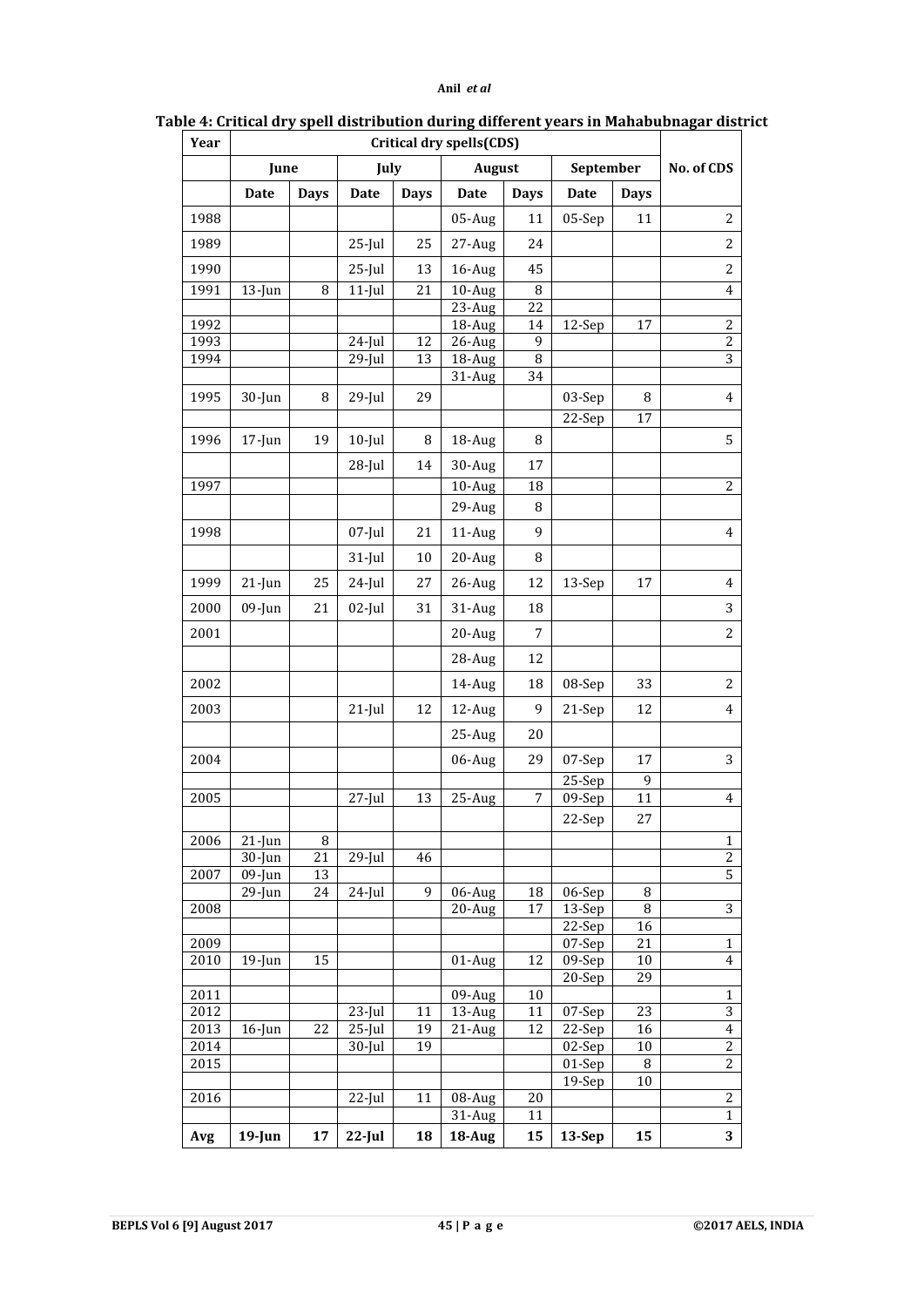**Table 4: Critical dry spell distribution during different years in Mahabubnagar district**

| Year | Critical dry spells(CDS) | | | | | | | | |
|---|---|---|---|---|---|---|---|---|---|
| | June | | July | | August | | September | | No. of CDS |
| | Date | Days | Date | Days | Date | Days | Date | Days | |
| 1988 | | | | | 05-Aug | 11 | 05-Sep | 11 | 2 |
| 1989 | | | 25-Jul | 25 | 27-Aug | 24 | | | 2 |
| 1990 | | | 25-Jul | 13 | 16-Aug | 45 | | | 2 |
| 1991 | 13-Jun | 8 | 11-Jul | 21 | 10-Aug | 8 | | | 4 |
| | | | | | 23-Aug | 22 | | | |
| 1992 | | | | | 18-Aug | 14 | 12-Sep | 17 | 2 |
| 1993 | | | 24-Jul | 12 | 26-Aug | 9 | | | 2 |
| 1994 | | | 29-Jul | 13 | 18-Aug | 8 | | | 3 |
| | | | | | 31-Aug | 34 | | | |
| 1995 | 30-Jun | 8 | 29-Jul | 29 | | | 03-Sep | 8 | 4 |
| | | | | | | | 22-Sep | 17 | |
| 1996 | 17-Jun | 19 | 10-Jul | 8 | 18-Aug | 8 | | | 5 |
| | | | 28-Jul | 14 | 30-Aug | 17 | | | |
| 1997 | | | | | 10-Aug | 18 | | | 2 |
| | | | | | 29-Aug | 8 | | | |
| 1998 | | | 07-Jul | 21 | 11-Aug | 9 | | | 4 |
| | | | 31-Jul | 10 | 20-Aug | 8 | | | |
| 1999 | 21-Jun | 25 | 24-Jul | 27 | 26-Aug | 12 | 13-Sep | 17 | 4 |
| 2000 | 09-Jun | 21 | 02-Jul | 31 | 31-Aug | 18 | | | 3 |
| 2001 | | | | | 20-Aug | 7 | | | 2 |
| | | | | | 28-Aug | 12 | | | |
| 2002 | | | | | 14-Aug | 18 | 08-Sep | 33 | 2 |
| 2003 | | | 21-Jul | 12 | 12-Aug | 9 | 21-Sep | 12 | 4 |
| | | | | | 25-Aug | 20 | | | |
| 2004 | | | | | 06-Aug | 29 | 07-Sep | 17 | 3 |
| | | | | | | | 25-Sep | 9 | |
| 2005 | | | 27-Jul | 13 | 25-Aug | 7 | 09-Sep | 11 | 4 |
| | | | | | | | 22-Sep | 27 | |
| 2006 | 21-Jun | 8 | | | | | | | 1 |
| | 30-Jun | 21 | 29-Jul | 46 | | | | | 2 |
| 2007 | 09-Jun | 13 | | | | | | | 5 |
| | 29-Jun | 24 | 24-Jul | 9 | 06-Aug | 18 | 06-Sep | 8 | |
| 2008 | | | | | 20-Aug | 17 | 13-Sep | 8 | 3 |
| | | | | | | | 22-Sep | 16 | |
| 2009 | | | | | | | 07-Sep | 21 | 1 |
| 2010 | 19-Jun | 15 | | | 01-Aug | 12 | 09-Sep | 10 | 4 |
| | | | | | | | 20-Sep | 29 | |
| 2011 | | | | | 09-Aug | 10 | | | 1 |
| 2012 | | | 23-Jul | 11 | 13-Aug | 11 | 07-Sep | 23 | 3 |
| 2013 | 16-Jun | 22 | 25-Jul | 19 | 21-Aug | 12 | 22-Sep | 16 | 4 |
| 2014 | | | 30-Jul | 19 | | | 02-Sep | 10 | 2 |
| 2015 | | | | | | | 01-Sep | 8 | 2 |
| | | | | | | | 19-Sep | 10 | |
| 2016 | | | 22-Jul | 11 | 08-Aug | 20 | | | 2 |
| | | | | | 31-Aug | 11 | | | 1 |
| **Avg** | **19-Jun** | **17** | **22-Jul** | **18** | **18-Aug** | **15** | **13-Sep** | **15** | **3** |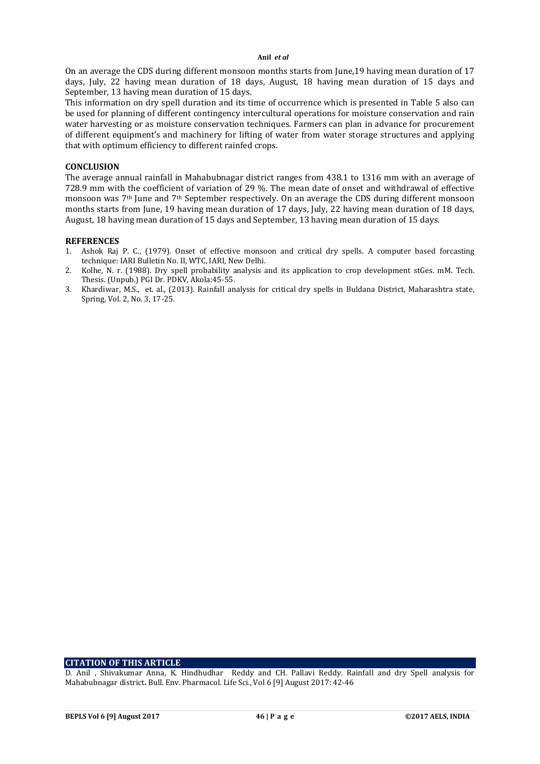On an average the CDS during different monsoon months starts from June,19 having mean duration of 17 days, July, 22 having mean duration of 18 days, August, 18 having mean duration of 15 days and September, 13 having mean duration of 15 days.

This information on dry spell duration and its time of occurrence which is presented in Table 5 also can be used for planning of different contingency intercultural operations for moisture conservation and rain water harvesting or as moisture conservation techniques. Farmers can plan in advance for procurement of different equipment's and machinery for lifting of water from water storage structures and applying that with optimum efficiency to different rainfed crops.

## CONCLUSION

The average annual rainfall in Mahabubnagar district ranges from 438.1 to 1316 mm with an average of 728.9 mm with the coefficient of variation of 29 %. The mean date of onset and withdrawal of effective monsoon was 7th June and 7th September respectively. On an average the CDS during different monsoon months starts from June, 19 having mean duration of 17 days, July, 22 having mean duration of 18 days, August, 18 having mean duration of 15 days and September, 13 having mean duration of 15 days.

## REFERENCES

1. Ashok Raj P. C., (1979). Onset of effective monsoon and critical dry spells. A computer based forcasting technique: IARI Bulletin No. II, WTC, IARI, New Delhi.
2. Kolhe, N. r. (1988). Dry spell probability analysis and its application to crop development stGes. mM. Tech. Thesis. (Unpub.) PGI Dr. PDKV, Akola:45-55.
3. Khardiwar, M.S., et. al., (2013). Rainfall analysis for critical dry spells in Buldana District, Maharashtra state, Spring, Vol. 2, No. 3, 17-25.

**CITATION OF THIS ARTICLE**

D. Anil , Shivakumar Anna, K. Hindhudhar Reddy and CH. Pallavi Reddy. Rainfall and dry Spell analysis for Mahabubnagar district**.** Bull. Env. Pharmacol. Life Sci., Vol 6 [9] August 2017: 42-46